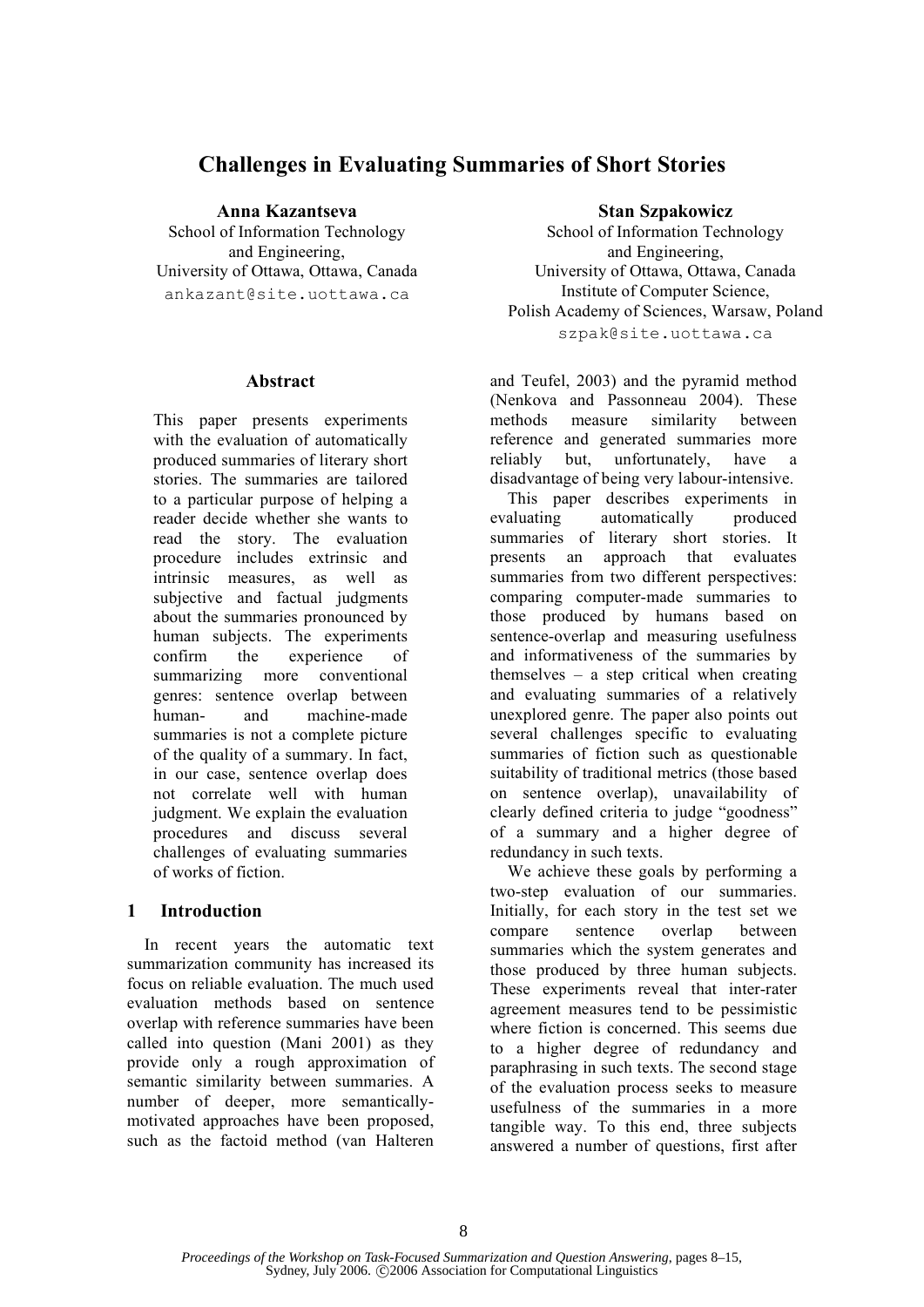# Challenges in Evaluating Summaries of Short Stories

**Anna Kazantseva**
School of Information Technology and Engineering,
University of Ottawa, Ottawa, Canada
ankazant@site.uottawa.ca

**Stan Szpakowicz**
School of Information Technology and Engineering,
University of Ottawa, Ottawa, Canada
Institute of Computer Science,
Polish Academy of Sciences, Warsaw, Poland
szpak@site.uottawa.ca

## Abstract

This paper presents experiments with the evaluation of automatically produced summaries of literary short stories. The summaries are tailored to a particular purpose of helping a reader decide whether she wants to read the story. The evaluation procedure includes extrinsic and intrinsic measures, as well as subjective and factual judgments about the summaries pronounced by human subjects. The experiments confirm the experience of summarizing more conventional genres: sentence overlap between human- and machine-made summaries is not a complete picture of the quality of a summary. In fact, in our case, sentence overlap does not correlate well with human judgment. We explain the evaluation procedures and discuss several challenges of evaluating summaries of works of fiction.

## 1 Introduction

In recent years the automatic text summarization community has increased its focus on reliable evaluation. The much used evaluation methods based on sentence overlap with reference summaries have been called into question (Mani 2001) as they provide only a rough approximation of semantic similarity between summaries. A number of deeper, more semantically-motivated approaches have been proposed, such as the factoid method (van Halteren and Teufel, 2003) and the pyramid method (Nenkova and Passonneau 2004). These methods measure similarity between reference and generated summaries more reliably but, unfortunately, have a disadvantage of being very labour-intensive.

This paper describes experiments in evaluating automatically produced summaries of literary short stories. It presents an approach that evaluates summaries from two different perspectives: comparing computer-made summaries to those produced by humans based on sentence-overlap and measuring usefulness and informativeness of the summaries by themselves – a step critical when creating and evaluating summaries of a relatively unexplored genre. The paper also points out several challenges specific to evaluating summaries of fiction such as questionable suitability of traditional metrics (those based on sentence overlap), unavailability of clearly defined criteria to judge "goodness" of a summary and a higher degree of redundancy in such texts.

We achieve these goals by performing a two-step evaluation of our summaries. Initially, for each story in the test set we compare sentence overlap between summaries which the system generates and those produced by three human subjects. These experiments reveal that inter-rater agreement measures tend to be pessimistic where fiction is concerned. This seems due to a higher degree of redundancy and paraphrasing in such texts. The second stage of the evaluation process seeks to measure usefulness of the summaries in a more tangible way. To this end, three subjects answered a number of questions, first after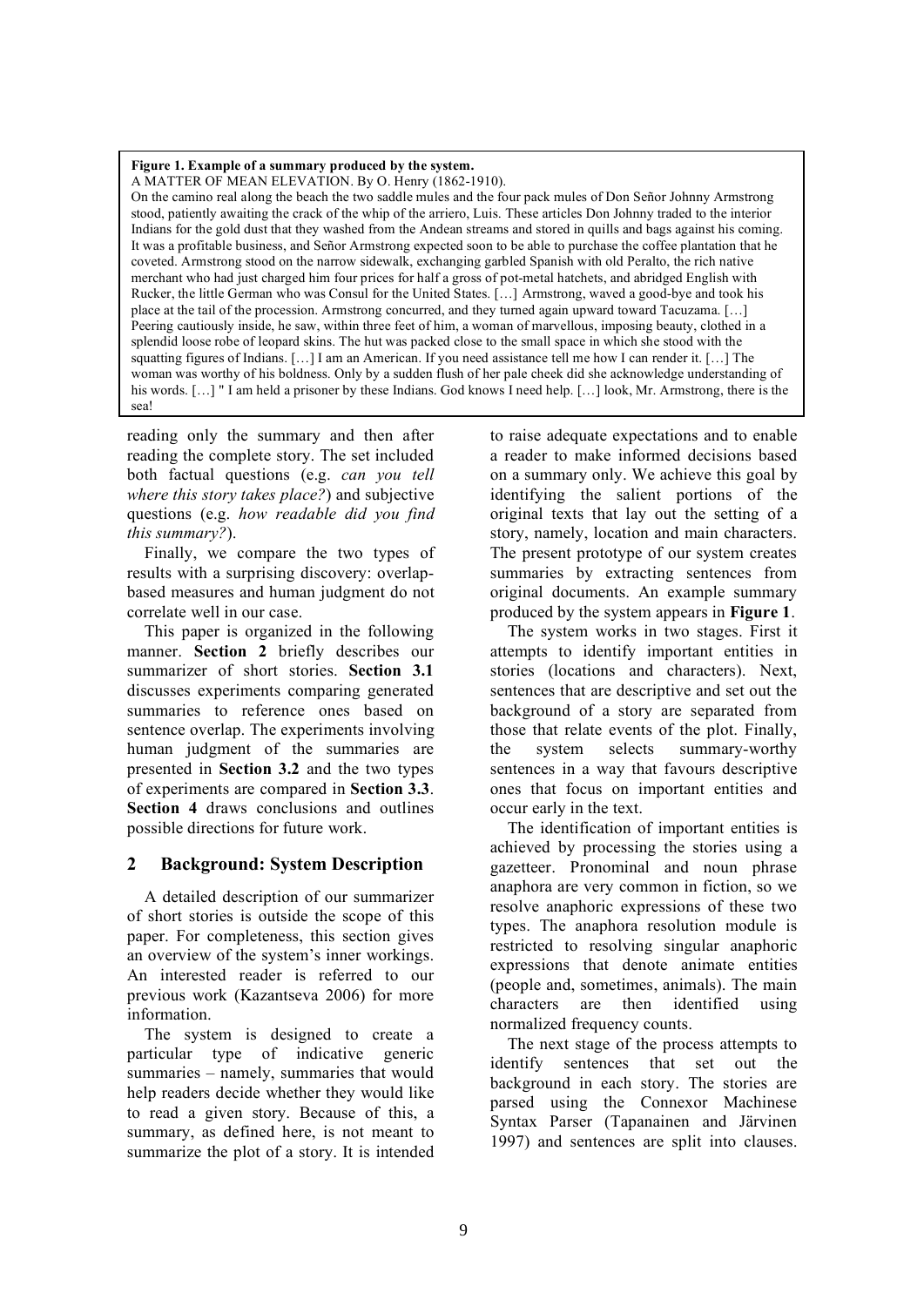**Figure 1. Example of a summary produced by the system.**

A MATTER OF MEAN ELEVATION. By O. Henry (1862-1910).

On the camino real along the beach the two saddle mules and the four pack mules of Don Señor Johnny Armstrong stood, patiently awaiting the crack of the whip of the arriero, Luis. These articles Don Johnny traded to the interior Indians for the gold dust that they washed from the Andean streams and stored in quills and bags against his coming. It was a profitable business, and Señor Armstrong expected soon to be able to purchase the coffee plantation that he coveted. Armstrong stood on the narrow sidewalk, exchanging garbled Spanish with old Peralto, the rich native merchant who had just charged him four prices for half a gross of pot-metal hatchets, and abridged English with Rucker, the little German who was Consul for the United States. […] Armstrong, waved a good-bye and took his place at the tail of the procession. Armstrong concurred, and they turned again upward toward Tacuzama. […] Peering cautiously inside, he saw, within three feet of him, a woman of marvellous, imposing beauty, clothed in a splendid loose robe of leopard skins. The hut was packed close to the small space in which she stood with the squatting figures of Indians. […] I am an American. If you need assistance tell me how I can render it. […] The woman was worthy of his boldness. Only by a sudden flush of her pale cheek did she acknowledge understanding of his words. […] " I am held a prisoner by these Indians. God knows I need help. […] look, Mr. Armstrong, there is the sea!

reading only the summary and then after reading the complete story. The set included both factual questions (e.g. *can you tell where this story takes place?*) and subjective questions (e.g. *how readable did you find this summary?*).

Finally, we compare the two types of results with a surprising discovery: overlap-based measures and human judgment do not correlate well in our case.

This paper is organized in the following manner. **Section 2** briefly describes our summarizer of short stories. **Section 3.1** discusses experiments comparing generated summaries to reference ones based on sentence overlap. The experiments involving human judgment of the summaries are presented in **Section 3.2** and the two types of experiments are compared in **Section 3.3**. **Section 4** draws conclusions and outlines possible directions for future work.

## 2 Background: System Description

A detailed description of our summarizer of short stories is outside the scope of this paper. For completeness, this section gives an overview of the system's inner workings. An interested reader is referred to our previous work (Kazantseva 2006) for more information.

The system is designed to create a particular type of indicative generic summaries – namely, summaries that would help readers decide whether they would like to read a given story. Because of this, a summary, as defined here, is not meant to summarize the plot of a story. It is intended to raise adequate expectations and to enable a reader to make informed decisions based on a summary only. We achieve this goal by identifying the salient portions of the original texts that lay out the setting of a story, namely, location and main characters. The present prototype of our system creates summaries by extracting sentences from original documents. An example summary produced by the system appears in **Figure 1**.

The system works in two stages. First it attempts to identify important entities in stories (locations and characters). Next, sentences that are descriptive and set out the background of a story are separated from those that relate events of the plot. Finally, the system selects summary-worthy sentences in a way that favours descriptive ones that focus on important entities and occur early in the text.

The identification of important entities is achieved by processing the stories using a gazetteer. Pronominal and noun phrase anaphora are very common in fiction, so we resolve anaphoric expressions of these two types. The anaphora resolution module is restricted to resolving singular anaphoric expressions that denote animate entities (people and, sometimes, animals). The main characters are then identified using normalized frequency counts.

The next stage of the process attempts to identify sentences that set out the background in each story. The stories are parsed using the Connexor Machinese Syntax Parser (Tapanainen and Järvinen 1997) and sentences are split into clauses.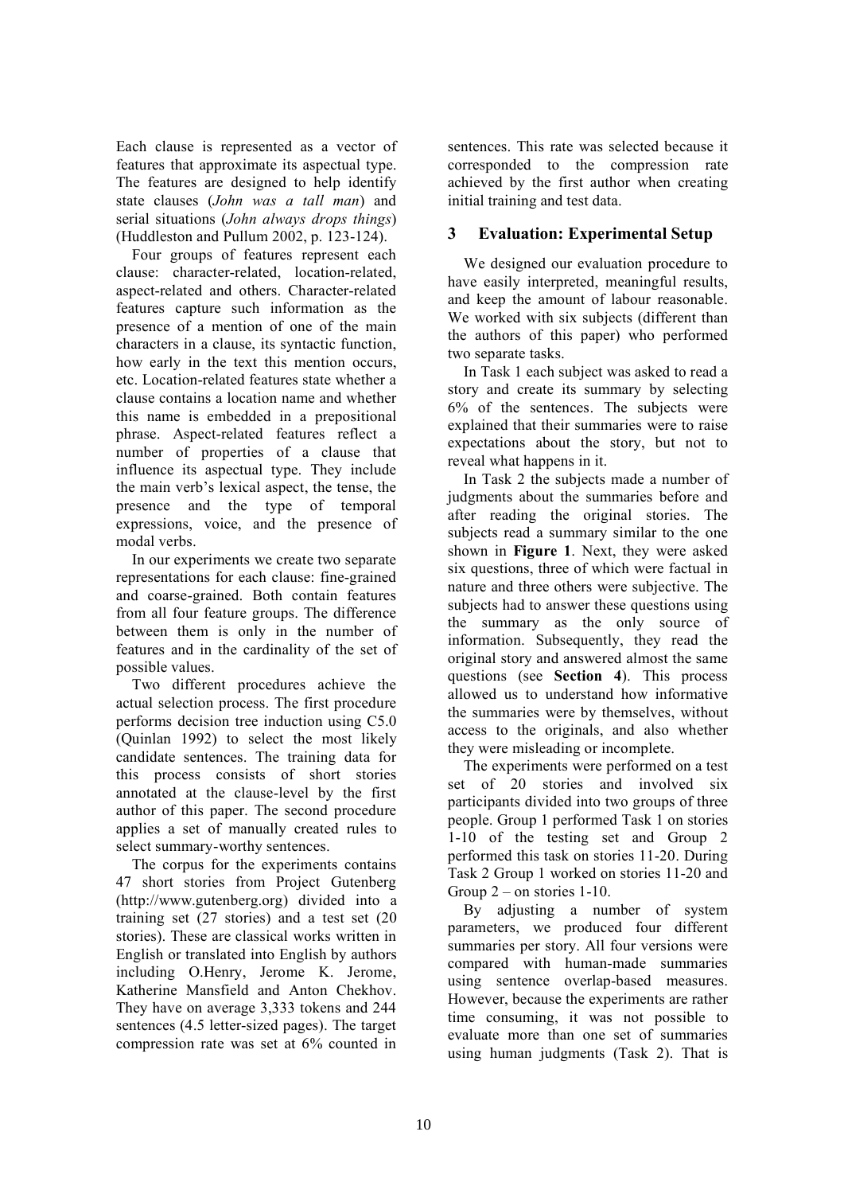Each clause is represented as a vector of features that approximate its aspectual type. The features are designed to help identify state clauses (*John was a tall man*) and serial situations (*John always drops things*) (Huddleston and Pullum 2002, p. 123-124).

Four groups of features represent each clause: character-related, location-related, aspect-related and others. Character-related features capture such information as the presence of a mention of one of the main characters in a clause, its syntactic function, how early in the text this mention occurs, etc. Location-related features state whether a clause contains a location name and whether this name is embedded in a prepositional phrase. Aspect-related features reflect a number of properties of a clause that influence its aspectual type. They include the main verb's lexical aspect, the tense, the presence and the type of temporal expressions, voice, and the presence of modal verbs.

In our experiments we create two separate representations for each clause: fine-grained and coarse-grained. Both contain features from all four feature groups. The difference between them is only in the number of features and in the cardinality of the set of possible values.

Two different procedures achieve the actual selection process. The first procedure performs decision tree induction using C5.0 (Quinlan 1992) to select the most likely candidate sentences. The training data for this process consists of short stories annotated at the clause-level by the first author of this paper. The second procedure applies a set of manually created rules to select summary-worthy sentences.

The corpus for the experiments contains 47 short stories from Project Gutenberg (http://www.gutenberg.org) divided into a training set (27 stories) and a test set (20 stories). These are classical works written in English or translated into English by authors including O.Henry, Jerome K. Jerome, Katherine Mansfield and Anton Chekhov. They have on average 3,333 tokens and 244 sentences (4.5 letter-sized pages). The target compression rate was set at 6% counted in sentences. This rate was selected because it corresponded to the compression rate achieved by the first author when creating initial training and test data.

## 3 Evaluation: Experimental Setup

We designed our evaluation procedure to have easily interpreted, meaningful results, and keep the amount of labour reasonable. We worked with six subjects (different than the authors of this paper) who performed two separate tasks.

In Task 1 each subject was asked to read a story and create its summary by selecting 6% of the sentences. The subjects were explained that their summaries were to raise expectations about the story, but not to reveal what happens in it.

In Task 2 the subjects made a number of judgments about the summaries before and after reading the original stories. The subjects read a summary similar to the one shown in **Figure 1**. Next, they were asked six questions, three of which were factual in nature and three others were subjective. The subjects had to answer these questions using the summary as the only source of information. Subsequently, they read the original story and answered almost the same questions (see **Section 4**). This process allowed us to understand how informative the summaries were by themselves, without access to the originals, and also whether they were misleading or incomplete.

The experiments were performed on a test set of 20 stories and involved six participants divided into two groups of three people. Group 1 performed Task 1 on stories 1-10 of the testing set and Group 2 performed this task on stories 11-20. During Task 2 Group 1 worked on stories 11-20 and Group 2 – on stories 1-10.

By adjusting a number of system parameters, we produced four different summaries per story. All four versions were compared with human-made summaries using sentence overlap-based measures. However, because the experiments are rather time consuming, it was not possible to evaluate more than one set of summaries using human judgments (Task 2). That is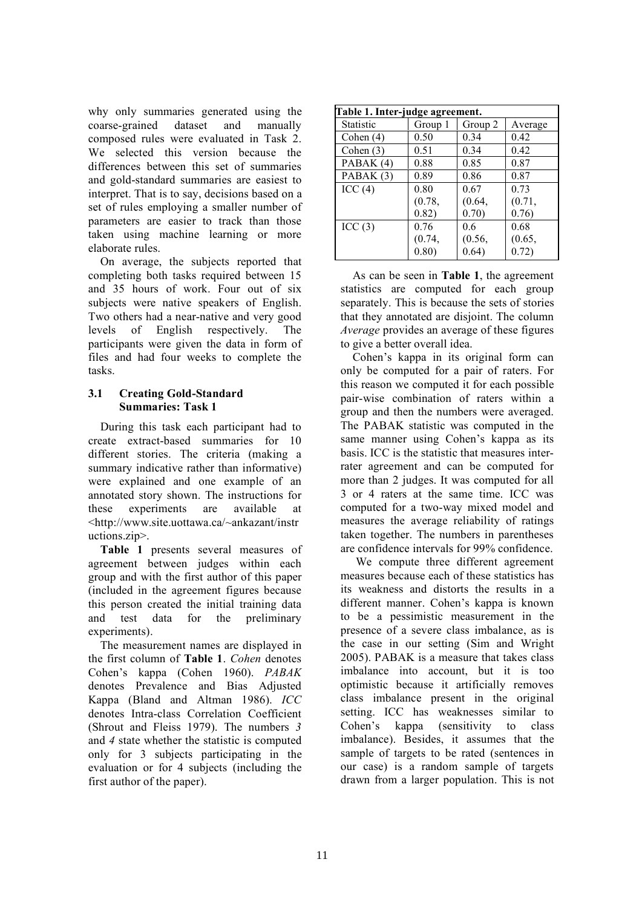why only summaries generated using the coarse-grained dataset and manually composed rules were evaluated in Task 2. We selected this version because the differences between this set of summaries and gold-standard summaries are easiest to interpret. That is to say, decisions based on a set of rules employing a smaller number of parameters are easier to track than those taken using machine learning or more elaborate rules.

On average, the subjects reported that completing both tasks required between 15 and 35 hours of work. Four out of six subjects were native speakers of English. Two others had a near-native and very good levels of English respectively. The participants were given the data in form of files and had four weeks to complete the tasks.

### 3.1 Creating Gold-Standard Summaries: Task 1

During this task each participant had to create extract-based summaries for 10 different stories. The criteria (making a summary indicative rather than informative) were explained and one example of an annotated story shown. The instructions for these experiments are available at <http://www.site.uottawa.ca/~ankazant/instructions.zip>.

**Table 1** presents several measures of agreement between judges within each group and with the first author of this paper (included in the agreement figures because this person created the initial training data and test data for the preliminary experiments).

The measurement names are displayed in the first column of **Table 1**. *Cohen* denotes Cohen's kappa (Cohen 1960). *PABAK* denotes Prevalence and Bias Adjusted Kappa (Bland and Altman 1986). *ICC* denotes Intra-class Correlation Coefficient (Shrout and Fleiss 1979). The numbers *3* and *4* state whether the statistic is computed only for 3 subjects participating in the evaluation or for 4 subjects (including the first author of the paper).

**Table 1. Inter-judge agreement.**

| Statistic | Group 1 | Group 2 | Average |
|---|---|---|---|
| Cohen (4) | 0.50 | 0.34 | 0.42 |
| Cohen (3) | 0.51 | 0.34 | 0.42 |
| PABAK (4) | 0.88 | 0.85 | 0.87 |
| PABAK (3) | 0.89 | 0.86 | 0.87 |
| ICC (4) | 0.80 (0.78, 0.82) | 0.67 (0.64, 0.70) | 0.73 (0.71, 0.76) |
| ICC (3) | 0.76 (0.74, 0.80) | 0.6 (0.56, 0.64) | 0.68 (0.65, 0.72) |

As can be seen in **Table 1**, the agreement statistics are computed for each group separately. This is because the sets of stories that they annotated are disjoint. The column *Average* provides an average of these figures to give a better overall idea.

Cohen's kappa in its original form can only be computed for a pair of raters. For this reason we computed it for each possible pair-wise combination of raters within a group and then the numbers were averaged. The PABAK statistic was computed in the same manner using Cohen's kappa as its basis. ICC is the statistic that measures inter-rater agreement and can be computed for more than 2 judges. It was computed for all 3 or 4 raters at the same time. ICC was computed for a two-way mixed model and measures the average reliability of ratings taken together. The numbers in parentheses are confidence intervals for 99% confidence.

We compute three different agreement measures because each of these statistics has its weakness and distorts the results in a different manner. Cohen's kappa is known to be a pessimistic measurement in the presence of a severe class imbalance, as is the case in our setting (Sim and Wright 2005). PABAK is a measure that takes class imbalance into account, but it is too optimistic because it artificially removes class imbalance present in the original setting. ICC has weaknesses similar to Cohen's kappa (sensitivity to class imbalance). Besides, it assumes that the sample of targets to be rated (sentences in our case) is a random sample of targets drawn from a larger population. This is not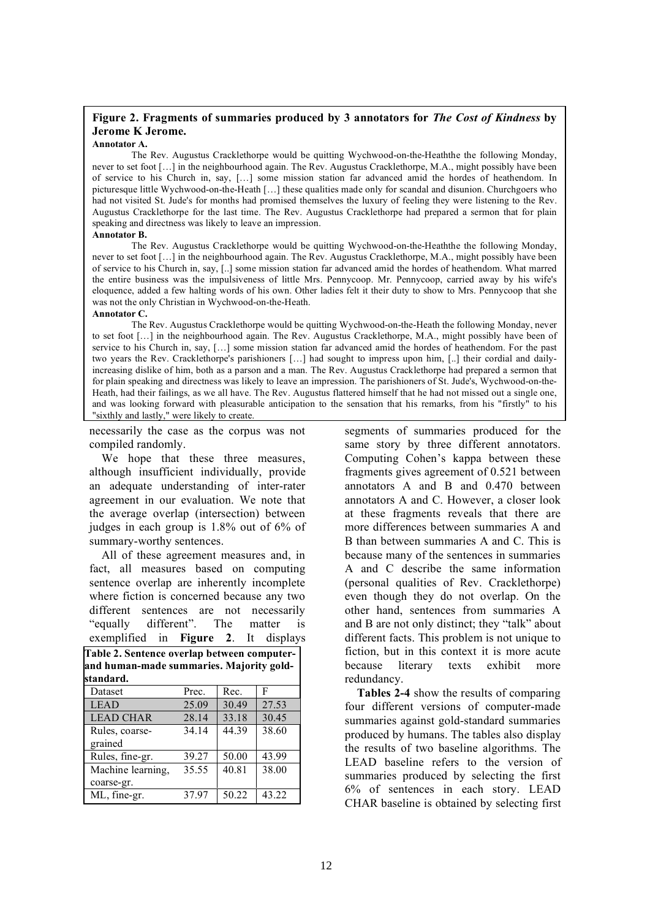**Figure 2. Fragments of summaries produced by 3 annotators for *The Cost of Kindness* by Jerome K Jerome.**

**Annotator A.**

The Rev. Augustus Cracklethorpe would be quitting Wychwood-on-the-Heaththe the following Monday, never to set foot […] in the neighbourhood again. The Rev. Augustus Cracklethorpe, M.A., might possibly have been of service to his Church in, say, […] some mission station far advanced amid the hordes of heathendom. In picturesque little Wychwood-on-the-Heath […] these qualities made only for scandal and disunion. Churchgoers who had not visited St. Jude's for months had promised themselves the luxury of feeling they were listening to the Rev. Augustus Cracklethorpe for the last time. The Rev. Augustus Cracklethorpe had prepared a sermon that for plain speaking and directness was likely to leave an impression.

**Annotator B.**

The Rev. Augustus Cracklethorpe would be quitting Wychwood-on-the-Heaththe the following Monday, never to set foot […] in the neighbourhood again. The Rev. Augustus Cracklethorpe, M.A., might possibly have been of service to his Church in, say, [..] some mission station far advanced amid the hordes of heathendom. What marred the entire business was the impulsiveness of little Mrs. Pennycoop. Mr. Pennycoop, carried away by his wife's eloquence, added a few halting words of his own. Other ladies felt it their duty to show to Mrs. Pennycoop that she was not the only Christian in Wychwood-on-the-Heath.

**Annotator C.**

The Rev. Augustus Cracklethorpe would be quitting Wychwood-on-the-Heath the following Monday, never to set foot […] in the neighbourhood again. The Rev. Augustus Cracklethorpe, M.A., might possibly have been of service to his Church in, say, […] some mission station far advanced amid the hordes of heathendom. For the past two years the Rev. Cracklethorpe's parishioners […] had sought to impress upon him, [..] their cordial and daily-increasing dislike of him, both as a parson and a man. The Rev. Augustus Cracklethorpe had prepared a sermon that for plain speaking and directness was likely to leave an impression. The parishioners of St. Jude's, Wychwood-on-the-Heath, had their failings, as we all have. The Rev. Augustus flattered himself that he had not missed out a single one, and was looking forward with pleasurable anticipation to the sensation that his remarks, from his "firstly" to his "sixthly and lastly," were likely to create.

necessarily the case as the corpus was not compiled randomly.

We hope that these three measures, although insufficient individually, provide an adequate understanding of inter-rater agreement in our evaluation. We note that the average overlap (intersection) between judges in each group is 1.8% out of 6% of summary-worthy sentences.

All of these agreement measures and, in fact, all measures based on computing sentence overlap are inherently incomplete where fiction is concerned because any two different sentences are not necessarily "equally different". The matter is exemplified in **Figure 2**. It displays segments of summaries produced for the same story by three different annotators. Computing Cohen's kappa between these fragments gives agreement of 0.521 between annotators A and B and 0.470 between annotators A and C. However, a closer look at these fragments reveals that there are more differences between summaries A and B than between summaries A and C. This is because many of the sentences in summaries A and C describe the same information (personal qualities of Rev. Cracklethorpe) even though they do not overlap. On the other hand, sentences from summaries A and B are not only distinct; they "talk" about different facts. This problem is not unique to fiction, but in this context it is more acute because literary texts exhibit more redundancy.

**Table 2. Sentence overlap between computer- and human-made summaries. Majority gold-standard.**

| Dataset | Prec. | Rec. | F |
|---|---|---|---|
| LEAD | 25.09 | 30.49 | 27.53 |
| LEAD CHAR | 28.14 | 33.18 | 30.45 |
| Rules, coarse-grained | 34.14 | 44.39 | 38.60 |
| Rules, fine-gr. | 39.27 | 50.00 | 43.99 |
| Machine learning, coarse-gr. | 35.55 | 40.81 | 38.00 |
| ML, fine-gr. | 37.97 | 50.22 | 43.22 |

**Tables 2-4** show the results of comparing four different versions of computer-made summaries against gold-standard summaries produced by humans. The tables also display the results of two baseline algorithms. The LEAD baseline refers to the version of summaries produced by selecting the first 6% of sentences in each story. LEAD CHAR baseline is obtained by selecting first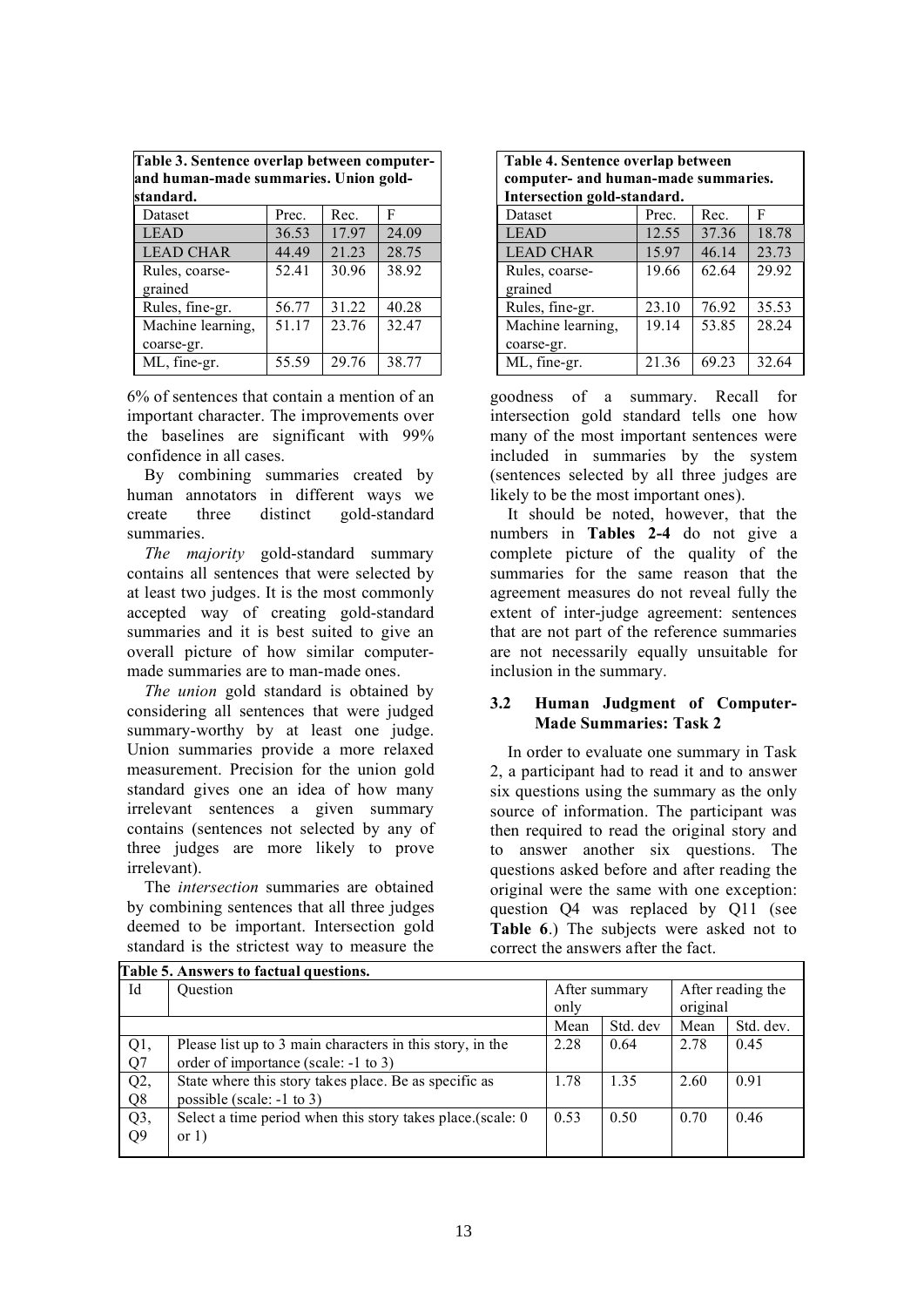**Table 3. Sentence overlap between computer- and human-made summaries. Union gold-standard.**

| Dataset | Prec. | Rec. | F |
|---|---|---|---|
| LEAD | 36.53 | 17.97 | 24.09 |
| LEAD CHAR | 44.49 | 21.23 | 28.75 |
| Rules, coarse-grained | 52.41 | 30.96 | 38.92 |
| Rules, fine-gr. | 56.77 | 31.22 | 40.28 |
| Machine learning, coarse-gr. | 51.17 | 23.76 | 32.47 |
| ML, fine-gr. | 55.59 | 29.76 | 38.77 |

6% of sentences that contain a mention of an important character. The improvements over the baselines are significant with 99% confidence in all cases.

By combining summaries created by human annotators in different ways we create three distinct gold-standard summaries.

*The majority* gold-standard summary contains all sentences that were selected by at least two judges. It is the most commonly accepted way of creating gold-standard summaries and it is best suited to give an overall picture of how similar computer-made summaries are to man-made ones.

*The union* gold standard is obtained by considering all sentences that were judged summary-worthy by at least one judge. Union summaries provide a more relaxed measurement. Precision for the union gold standard gives one an idea of how many irrelevant sentences a given summary contains (sentences not selected by any of three judges are more likely to prove irrelevant).

The *intersection* summaries are obtained by combining sentences that all three judges deemed to be important. Intersection gold standard is the strictest way to measure the goodness of a summary. Recall for intersection gold standard tells one how many of the most important sentences were included in summaries by the system (sentences selected by all three judges are likely to be the most important ones).

**Table 4. Sentence overlap between computer- and human-made summaries. Intersection gold-standard.**

| Dataset | Prec. | Rec. | F |
|---|---|---|---|
| LEAD | 12.55 | 37.36 | 18.78 |
| LEAD CHAR | 15.97 | 46.14 | 23.73 |
| Rules, coarse-grained | 19.66 | 62.64 | 29.92 |
| Rules, fine-gr. | 23.10 | 76.92 | 35.53 |
| Machine learning, coarse-gr. | 19.14 | 53.85 | 28.24 |
| ML, fine-gr. | 21.36 | 69.23 | 32.64 |

It should be noted, however, that the numbers in **Tables 2-4** do not give a complete picture of the quality of the summaries for the same reason that the agreement measures do not reveal fully the extent of inter-judge agreement: sentences that are not part of the reference summaries are not necessarily equally unsuitable for inclusion in the summary.

### 3.2 Human Judgment of Computer-Made Summaries: Task 2

In order to evaluate one summary in Task 2, a participant had to read it and to answer six questions using the summary as the only source of information. The participant was then required to read the original story and to answer another six questions. The questions asked before and after reading the original were the same with one exception: question Q4 was replaced by Q11 (see **Table 6**.) The subjects were asked not to correct the answers after the fact.

**Table 5. Answers to factual questions.**

| Id | Question | After summary only | | After reading the original | |
|---|---|---|---|---|---|
| | | Mean | Std. dev | Mean | Std. dev. |
| Q1, Q7 | Please list up to 3 main characters in this story, in the order of importance (scale: -1 to 3) | 2.28 | 0.64 | 2.78 | 0.45 |
| Q2, Q8 | State where this story takes place. Be as specific as possible (scale: -1 to 3) | 1.78 | 1.35 | 2.60 | 0.91 |
| Q3, Q9 | Select a time period when this story takes place.(scale: 0 or 1) | 0.53 | 0.50 | 0.70 | 0.46 |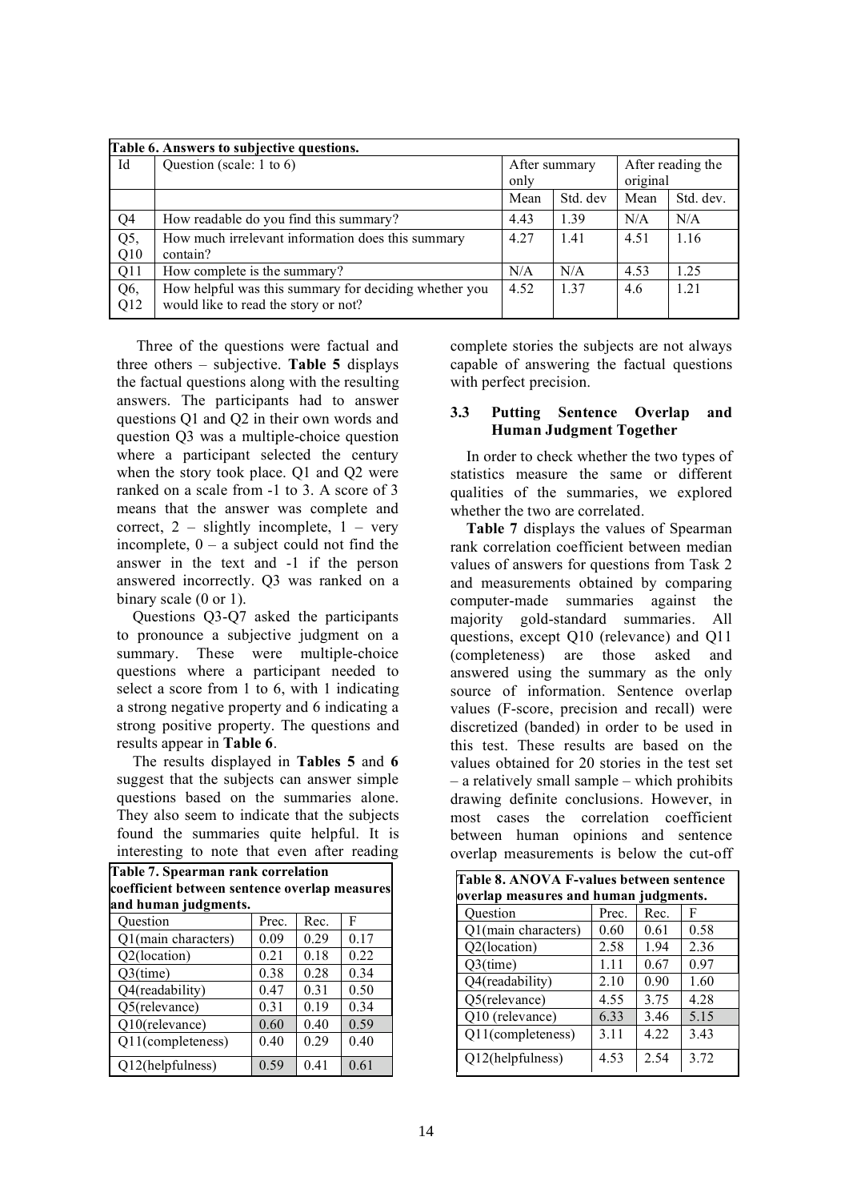**Table 6. Answers to subjective questions.**

| Id | Question (scale: 1 to 6) | After summary only | | After reading the original | |
|---|---|---|---|---|---|
| | | Mean | Std. dev | Mean | Std. dev. |
| Q4 | How readable do you find this summary? | 4.43 | 1.39 | N/A | N/A |
| Q5, Q10 | How much irrelevant information does this summary contain? | 4.27 | 1.41 | 4.51 | 1.16 |
| Q11 | How complete is the summary? | N/A | N/A | 4.53 | 1.25 |
| Q6, Q12 | How helpful was this summary for deciding whether you would like to read the story or not? | 4.52 | 1.37 | 4.6 | 1.21 |

Three of the questions were factual and three others – subjective. **Table 5** displays the factual questions along with the resulting answers. The participants had to answer questions Q1 and Q2 in their own words and question Q3 was a multiple-choice question where a participant selected the century when the story took place. Q1 and Q2 were ranked on a scale from -1 to 3. A score of 3 means that the answer was complete and correct, 2 – slightly incomplete, 1 – very incomplete, 0 – a subject could not find the answer in the text and -1 if the person answered incorrectly. Q3 was ranked on a binary scale (0 or 1).

Questions Q3-Q7 asked the participants to pronounce a subjective judgment on a summary. These were multiple-choice questions where a participant needed to select a score from 1 to 6, with 1 indicating a strong negative property and 6 indicating a strong positive property. The questions and results appear in **Table 6**.

The results displayed in **Tables 5** and **6** suggest that the subjects can answer simple questions based on the summaries alone. They also seem to indicate that the subjects found the summaries quite helpful. It is interesting to note that even after reading complete stories the subjects are not always capable of answering the factual questions with perfect precision.

**Table 7. Spearman rank correlation coefficient between sentence overlap measures and human judgments.**

| Question | Prec. | Rec. | F |
|---|---|---|---|
| Q1(main characters) | 0.09 | 0.29 | 0.17 |
| Q2(location) | 0.21 | 0.18 | 0.22 |
| Q3(time) | 0.38 | 0.28 | 0.34 |
| Q4(readability) | 0.47 | 0.31 | 0.50 |
| Q5(relevance) | 0.31 | 0.19 | 0.34 |
| Q10(relevance) | 0.60 | 0.40 | 0.59 |
| Q11(completeness) | 0.40 | 0.29 | 0.40 |
| Q12(helpfulness) | 0.59 | 0.41 | 0.61 |

### 3.3 Putting Sentence Overlap and Human Judgment Together

In order to check whether the two types of statistics measure the same or different qualities of the summaries, we explored whether the two are correlated.

**Table 7** displays the values of Spearman rank correlation coefficient between median values of answers for questions from Task 2 and measurements obtained by comparing computer-made summaries against the majority gold-standard summaries. All questions, except Q10 (relevance) and Q11 (completeness) are those asked and answered using the summary as the only source of information. Sentence overlap values (F-score, precision and recall) were discretized (banded) in order to be used in this test. These results are based on the values obtained for 20 stories in the test set – a relatively small sample – which prohibits drawing definite conclusions. However, in most cases the correlation coefficient between human opinions and sentence overlap measurements is below the cut-off

**Table 8. ANOVA F-values between sentence overlap measures and human judgments.**

| Question | Prec. | Rec. | F |
|---|---|---|---|
| Q1(main characters) | 0.60 | 0.61 | 0.58 |
| Q2(location) | 2.58 | 1.94 | 2.36 |
| Q3(time) | 1.11 | 0.67 | 0.97 |
| Q4(readability) | 2.10 | 0.90 | 1.60 |
| Q5(relevance) | 4.55 | 3.75 | 4.28 |
| Q10 (relevance) | 6.33 | 3.46 | 5.15 |
| Q11(completeness) | 3.11 | 4.22 | 3.43 |
| Q12(helpfulness) | 4.53 | 2.54 | 3.72 |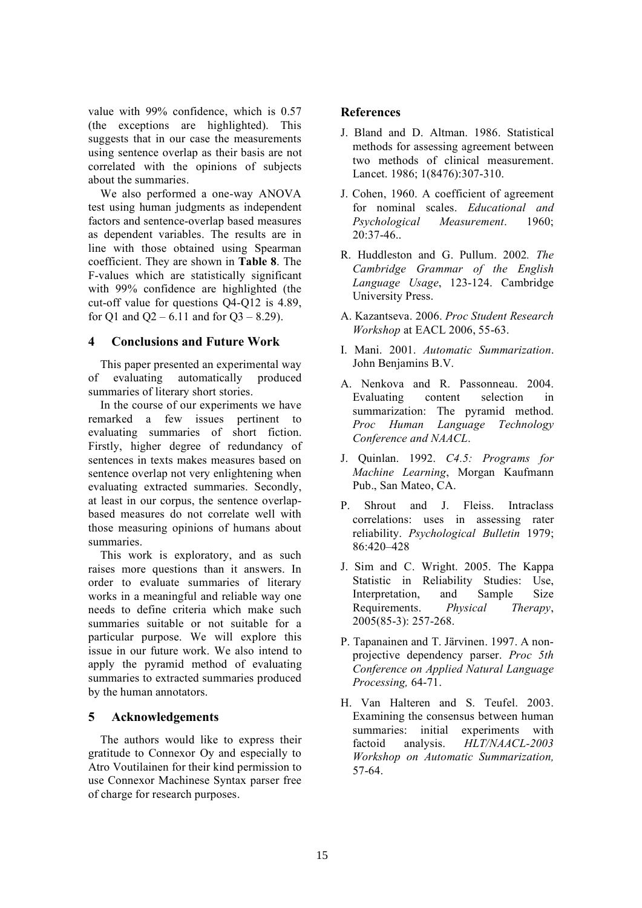value with 99% confidence, which is 0.57 (the exceptions are highlighted). This suggests that in our case the measurements using sentence overlap as their basis are not correlated with the opinions of subjects about the summaries.

We also performed a one-way ANOVA test using human judgments as independent factors and sentence-overlap based measures as dependent variables. The results are in line with those obtained using Spearman coefficient. They are shown in **Table 8**. The F-values which are statistically significant with 99% confidence are highlighted (the cut-off value for questions Q4-Q12 is 4.89, for Q1 and Q2 – 6.11 and for Q3 – 8.29).

## 4 Conclusions and Future Work

This paper presented an experimental way of evaluating automatically produced summaries of literary short stories.

In the course of our experiments we have remarked a few issues pertinent to evaluating summaries of short fiction. Firstly, higher degree of redundancy of sentences in texts makes measures based on sentence overlap not very enlightening when evaluating extracted summaries. Secondly, at least in our corpus, the sentence overlap-based measures do not correlate well with those measuring opinions of humans about summaries.

This work is exploratory, and as such raises more questions than it answers. In order to evaluate summaries of literary works in a meaningful and reliable way one needs to define criteria which make such summaries suitable or not suitable for a particular purpose. We will explore this issue in our future work. We also intend to apply the pyramid method of evaluating summaries to extracted summaries produced by the human annotators.

## 5 Acknowledgements

The authors would like to express their gratitude to Connexor Oy and especially to Atro Voutilainen for their kind permission to use Connexor Machinese Syntax parser free of charge for research purposes.

## References

J. Bland and D. Altman. 1986. Statistical methods for assessing agreement between two methods of clinical measurement. Lancet. 1986; 1(8476):307-310.

J. Cohen, 1960. A coefficient of agreement for nominal scales. *Educational and Psychological Measurement*. 1960; 20:37-46..

R. Huddleston and G. Pullum. 2002. *The Cambridge Grammar of the English Language Usage*, 123-124. Cambridge University Press.

A. Kazantseva. 2006. *Proc Student Research Workshop* at EACL 2006, 55-63.

I. Mani. 2001. *Automatic Summarization*. John Benjamins B.V.

A. Nenkova and R. Passonneau. 2004. Evaluating content selection in summarization: The pyramid method. *Proc Human Language Technology Conference and NAACL*.

J. Quinlan. 1992. *C4.5: Programs for Machine Learning*, Morgan Kaufmann Pub., San Mateo, CA.

P. Shrout and J. Fleiss. Intraclass correlations: uses in assessing rater reliability. *Psychological Bulletin* 1979; 86:420–428

J. Sim and C. Wright. 2005. The Kappa Statistic in Reliability Studies: Use, Interpretation, and Sample Size Requirements. *Physical Therapy*, 2005(85-3): 257-268.

P. Tapanainen and T. Järvinen. 1997. A non-projective dependency parser. *Proc 5th Conference on Applied Natural Language Processing,* 64-71.

H. Van Halteren and S. Teufel. 2003. Examining the consensus between human summaries: initial experiments with factoid analysis. *HLT/NAACL-2003 Workshop on Automatic Summarization,* 57-64.